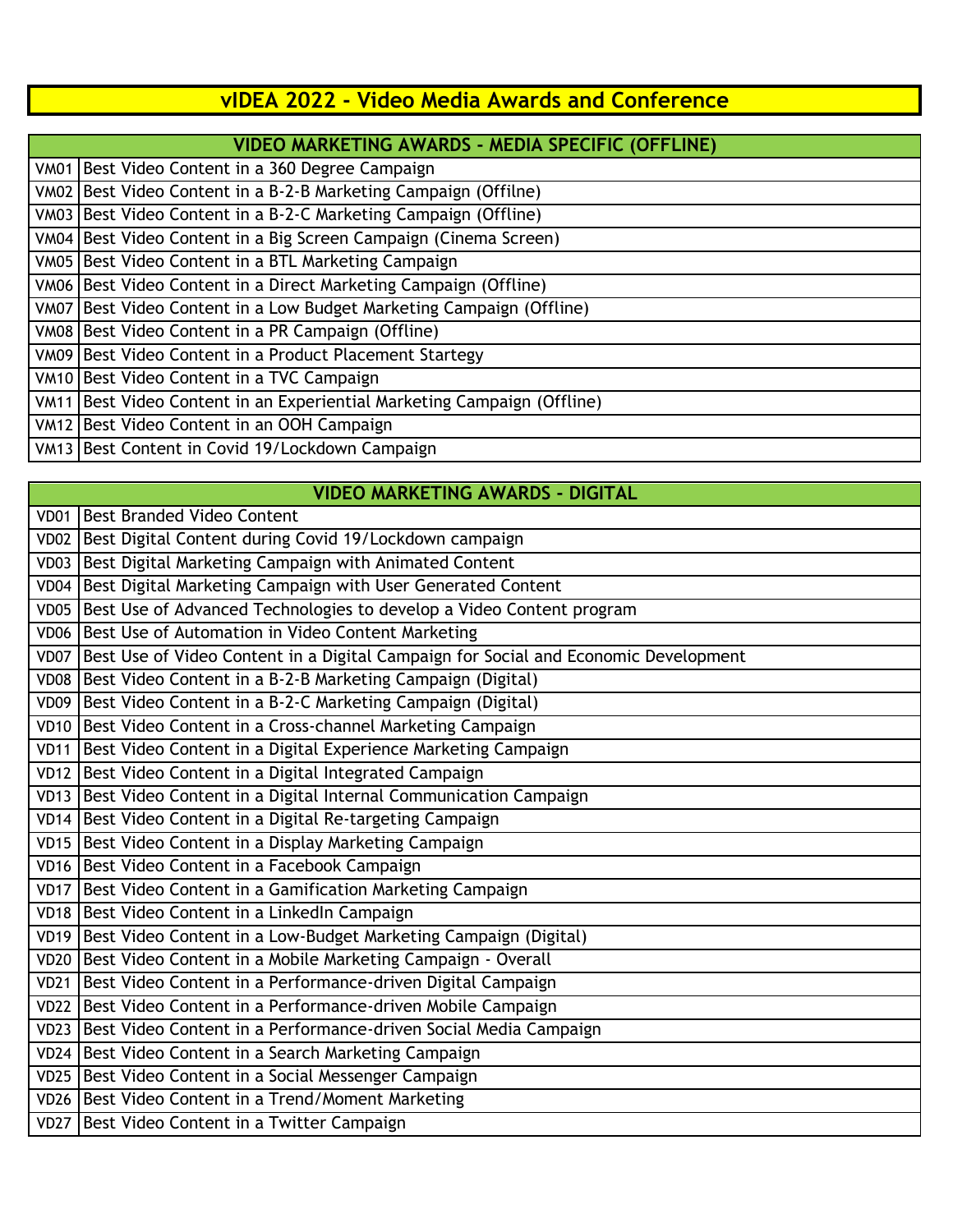# vIDEA 2022 - Video Media Awards and Conference

| VIDEO MARKETING AWARDS - MEDIA SPECIFIC (OFFLINE) | |
|---|---|
| VM01 | Best Video Content in a 360 Degree Campaign |
| VM02 | Best Video Content in a B-2-B Marketing Campaign (Offilne) |
| VM03 | Best Video Content in a B-2-C Marketing Campaign (Offline) |
| VM04 | Best Video Content in a Big Screen Campaign (Cinema Screen) |
| VM05 | Best Video Content in a BTL Marketing Campaign |
| VM06 | Best Video Content in a Direct Marketing Campaign (Offline) |
| VM07 | Best Video Content in a Low Budget Marketing Campaign (Offline) |
| VM08 | Best Video Content in a PR Campaign (Offline) |
| VM09 | Best Video Content in a Product Placement Startegy |
| VM10 | Best Video Content in a TVC Campaign |
| VM11 | Best Video Content in an Experiential Marketing Campaign (Offline) |
| VM12 | Best Video Content in an OOH Campaign |
| VM13 | Best Content in Covid 19/Lockdown Campaign |

| VIDEO MARKETING AWARDS - DIGITAL | |
|---|---|
| VD01 | Best Branded Video Content |
| VD02 | Best Digital Content during Covid 19/Lockdown campaign |
| VD03 | Best Digital Marketing Campaign with Animated Content |
| VD04 | Best Digital Marketing Campaign with User Generated Content |
| VD05 | Best Use of Advanced Technologies to develop a Video Content program |
| VD06 | Best Use of Automation in Video Content Marketing |
| VD07 | Best Use of Video Content in a Digital Campaign for Social and Economic Development |
| VD08 | Best Video Content in a B-2-B Marketing Campaign (Digital) |
| VD09 | Best Video Content in a B-2-C Marketing Campaign (Digital) |
| VD10 | Best Video Content in a Cross-channel Marketing Campaign |
| VD11 | Best Video Content in a Digital Experience Marketing Campaign |
| VD12 | Best Video Content in a Digital Integrated Campaign |
| VD13 | Best Video Content in a Digital Internal Communication Campaign |
| VD14 | Best Video Content in a Digital Re-targeting Campaign |
| VD15 | Best Video Content in a Display Marketing Campaign |
| VD16 | Best Video Content in a Facebook Campaign |
| VD17 | Best Video Content in a Gamification Marketing Campaign |
| VD18 | Best Video Content in a LinkedIn Campaign |
| VD19 | Best Video Content in a Low-Budget Marketing Campaign (Digital) |
| VD20 | Best Video Content in a Mobile Marketing Campaign - Overall |
| VD21 | Best Video Content in a Performance-driven Digital Campaign |
| VD22 | Best Video Content in a Performance-driven Mobile Campaign |
| VD23 | Best Video Content in a Performance-driven Social Media Campaign |
| VD24 | Best Video Content in a Search Marketing Campaign |
| VD25 | Best Video Content in a Social Messenger Campaign |
| VD26 | Best Video Content in a Trend/Moment Marketing |
| VD27 | Best Video Content in a Twitter Campaign |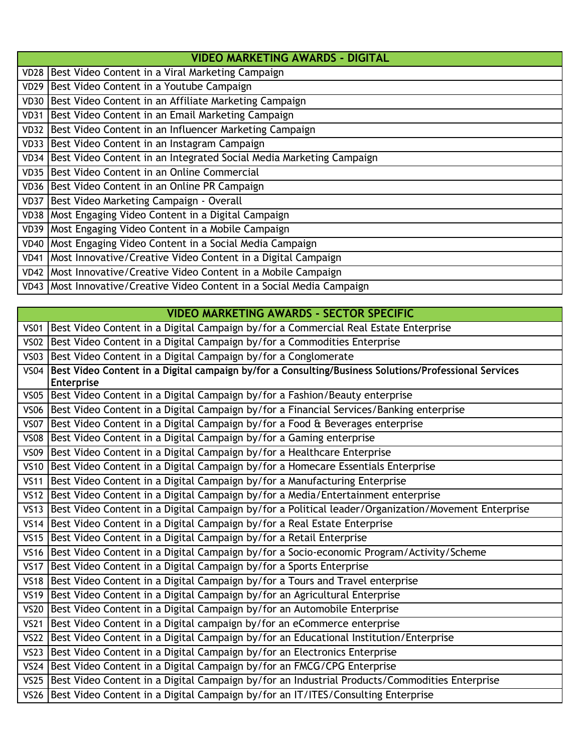| VIDEO MARKETING AWARDS - DIGITAL | |
|---|---|
| VD28 | Best Video Content in a Viral Marketing Campaign |
| VD29 | Best Video Content in a Youtube Campaign |
| VD30 | Best Video Content in an Affiliate Marketing Campaign |
| VD31 | Best Video Content in an Email Marketing Campaign |
| VD32 | Best Video Content in an Influencer Marketing Campaign |
| VD33 | Best Video Content in an Instagram Campaign |
| VD34 | Best Video Content in an Integrated Social Media Marketing Campaign |
| VD35 | Best Video Content in an Online Commercial |
| VD36 | Best Video Content in an Online PR Campaign |
| VD37 | Best Video Marketing Campaign - Overall |
| VD38 | Most Engaging Video Content in a Digital Campaign |
| VD39 | Most Engaging Video Content in a Mobile Campaign |
| VD40 | Most Engaging Video Content in a Social Media Campaign |
| VD41 | Most Innovative/Creative Video Content in a Digital Campaign |
| VD42 | Most Innovative/Creative Video Content in a Mobile Campaign |
| VD43 | Most Innovative/Creative Video Content in a Social Media Campaign |

| VIDEO MARKETING AWARDS - SECTOR SPECIFIC | |
|---|---|
| VS01 | Best Video Content in a Digital Campaign by/for a Commercial Real Estate Enterprise |
| VS02 | Best Video Content in a Digital Campaign by/for a Commodities Enterprise |
| VS03 | Best Video Content in a Digital Campaign by/for a Conglomerate |
| VS04 | **Best Video Content in a Digital campaign by/for a Consulting/Business Solutions/Professional Services Enterprise** |
| VS05 | Best Video Content in a Digital Campaign by/for a Fashion/Beauty enterprise |
| VS06 | Best Video Content in a Digital Campaign by/for a Financial Services/Banking enterprise |
| VS07 | Best Video Content in a Digital Campaign by/for a Food & Beverages enterprise |
| VS08 | Best Video Content in a Digital Campaign by/for a Gaming enterprise |
| VS09 | Best Video Content in a Digital Campaign by/for a Healthcare Enterprise |
| VS10 | Best Video Content in a Digital Campaign by/for a Homecare Essentials Enterprise |
| VS11 | Best Video Content in a Digital Campaign by/for a Manufacturing Enterprise |
| VS12 | Best Video Content in a Digital Campaign by/for a Media/Entertainment enterprise |
| VS13 | Best Video Content in a Digital Campaign by/for a Political leader/Organization/Movement Enterprise |
| VS14 | Best Video Content in a Digital Campaign by/for a Real Estate Enterprise |
| VS15 | Best Video Content in a Digital Campaign by/for a Retail Enterprise |
| VS16 | Best Video Content in a Digital Campaign by/for a Socio-economic Program/Activity/Scheme |
| VS17 | Best Video Content in a Digital Campaign by/for a Sports Enterprise |
| VS18 | Best Video Content in a Digital Campaign by/for a Tours and Travel enterprise |
| VS19 | Best Video Content in a Digital Campaign by/for an Agricultural Enterprise |
| VS20 | Best Video Content in a Digital Campaign by/for an Automobile Enterprise |
| VS21 | Best Video Content in a Digital campaign by/for an eCommerce enterprise |
| VS22 | Best Video Content in a Digital Campaign by/for an Educational Institution/Enterprise |
| VS23 | Best Video Content in a Digital Campaign by/for an Electronics Enterprise |
| VS24 | Best Video Content in a Digital Campaign by/for an FMCG/CPG Enterprise |
| VS25 | Best Video Content in a Digital Campaign by/for an Industrial Products/Commodities Enterprise |
| VS26 | Best Video Content in a Digital Campaign by/for an IT/ITES/Consulting Enterprise |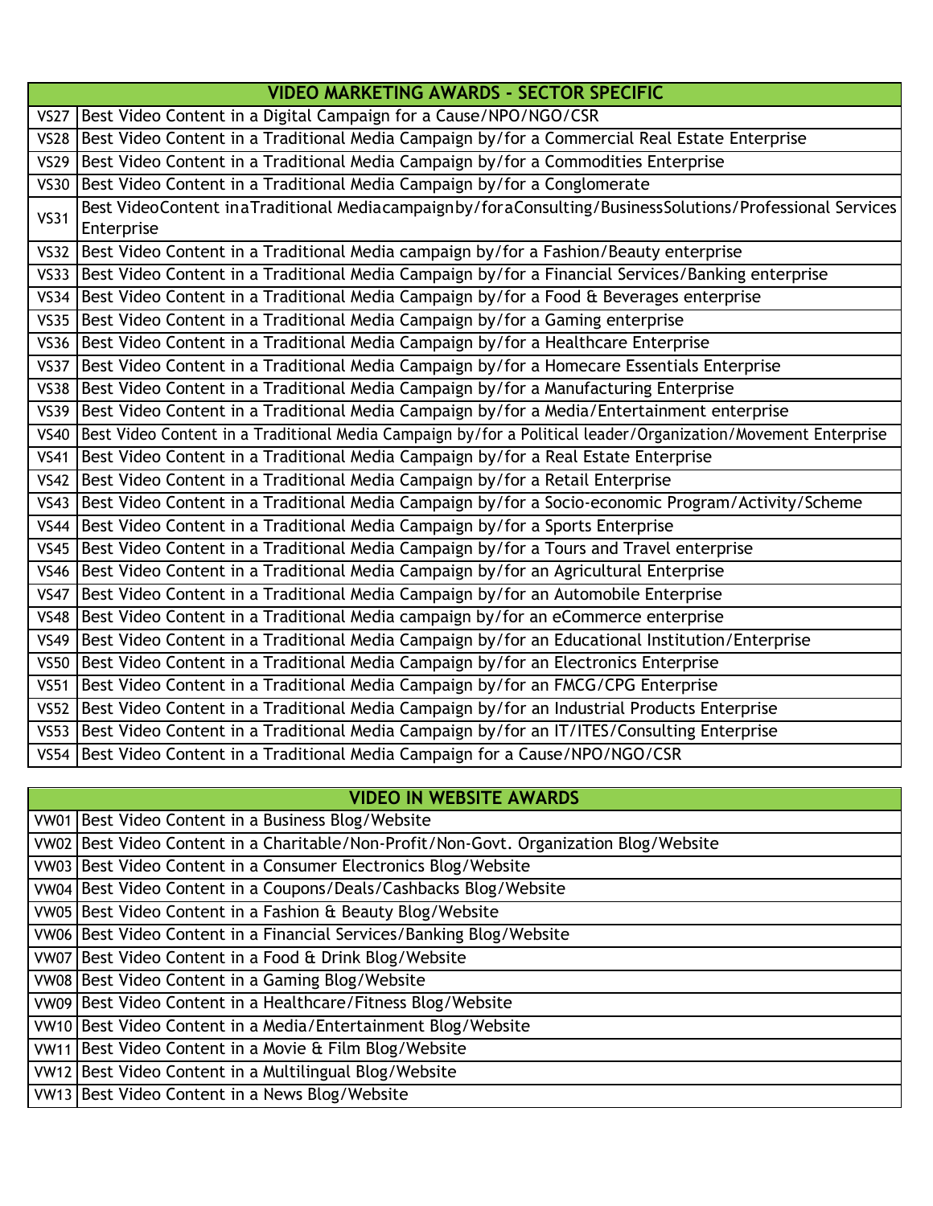| VIDEO MARKETING AWARDS - SECTOR SPECIFIC | |
|---|---|
| VS27 | Best Video Content in a Digital Campaign for a Cause/NPO/NGO/CSR |
| VS28 | Best Video Content in a Traditional Media Campaign by/for a Commercial Real Estate Enterprise |
| VS29 | Best Video Content in a Traditional Media Campaign by/for a Commodities Enterprise |
| VS30 | Best Video Content in a Traditional Media Campaign by/for a Conglomerate |
| VS31 | Best VideoContent inaTraditional Mediacampaignby/foraConsulting/BusinessSolutions/Professional Services Enterprise |
| VS32 | Best Video Content in a Traditional Media campaign by/for a Fashion/Beauty enterprise |
| VS33 | Best Video Content in a Traditional Media Campaign by/for a Financial Services/Banking enterprise |
| VS34 | Best Video Content in a Traditional Media Campaign by/for a Food & Beverages enterprise |
| VS35 | Best Video Content in a Traditional Media Campaign by/for a Gaming enterprise |
| VS36 | Best Video Content in a Traditional Media Campaign by/for a Healthcare Enterprise |
| VS37 | Best Video Content in a Traditional Media Campaign by/for a Homecare Essentials Enterprise |
| VS38 | Best Video Content in a Traditional Media Campaign by/for a Manufacturing Enterprise |
| VS39 | Best Video Content in a Traditional Media Campaign by/for a Media/Entertainment enterprise |
| VS40 | Best Video Content in a Traditional Media Campaign by/for a Political leader/Organization/Movement Enterprise |
| VS41 | Best Video Content in a Traditional Media Campaign by/for a Real Estate Enterprise |
| VS42 | Best Video Content in a Traditional Media Campaign by/for a Retail Enterprise |
| VS43 | Best Video Content in a Traditional Media Campaign by/for a Socio-economic Program/Activity/Scheme |
| VS44 | Best Video Content in a Traditional Media Campaign by/for a Sports Enterprise |
| VS45 | Best Video Content in a Traditional Media Campaign by/for a Tours and Travel enterprise |
| VS46 | Best Video Content in a Traditional Media Campaign by/for an Agricultural Enterprise |
| VS47 | Best Video Content in a Traditional Media Campaign by/for an Automobile Enterprise |
| VS48 | Best Video Content in a Traditional Media campaign by/for an eCommerce enterprise |
| VS49 | Best Video Content in a Traditional Media Campaign by/for an Educational Institution/Enterprise |
| VS50 | Best Video Content in a Traditional Media Campaign by/for an Electronics Enterprise |
| VS51 | Best Video Content in a Traditional Media Campaign by/for an FMCG/CPG Enterprise |
| VS52 | Best Video Content in a Traditional Media Campaign by/for an Industrial Products Enterprise |
| VS53 | Best Video Content in a Traditional Media Campaign by/for an IT/ITES/Consulting Enterprise |
| VS54 | Best Video Content in a Traditional Media Campaign for a Cause/NPO/NGO/CSR |

| VIDEO IN WEBSITE AWARDS | |
|---|---|
| VW01 | Best Video Content in a Business Blog/Website |
| VW02 | Best Video Content in a Charitable/Non-Profit/Non-Govt. Organization Blog/Website |
| VW03 | Best Video Content in a Consumer Electronics Blog/Website |
| VW04 | Best Video Content in a Coupons/Deals/Cashbacks Blog/Website |
| VW05 | Best Video Content in a Fashion & Beauty Blog/Website |
| VW06 | Best Video Content in a Financial Services/Banking Blog/Website |
| VW07 | Best Video Content in a Food & Drink Blog/Website |
| VW08 | Best Video Content in a Gaming Blog/Website |
| VW09 | Best Video Content in a Healthcare/Fitness Blog/Website |
| VW10 | Best Video Content in a Media/Entertainment Blog/Website |
| VW11 | Best Video Content in a Movie & Film Blog/Website |
| VW12 | Best Video Content in a Multilingual Blog/Website |
| VW13 | Best Video Content in a News Blog/Website |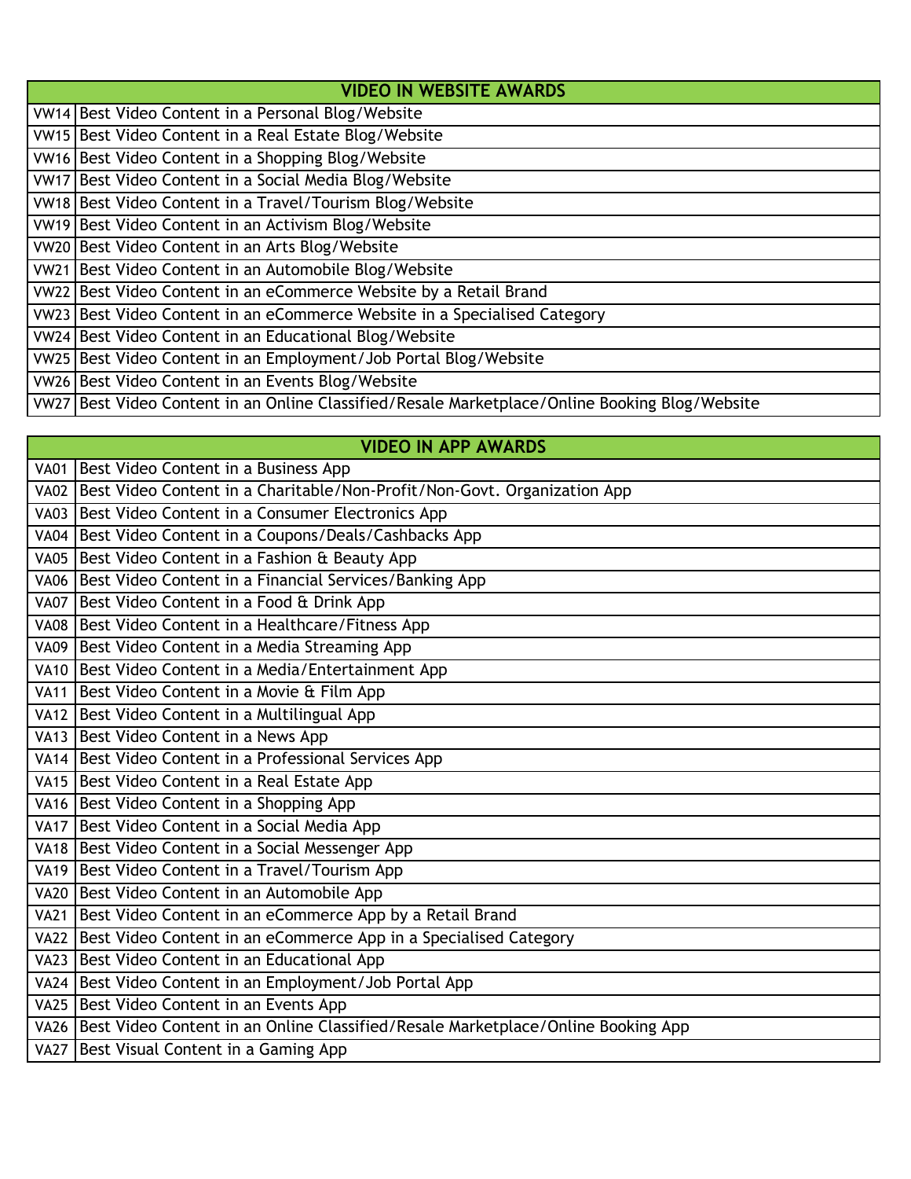| VIDEO IN WEBSITE AWARDS | |
|---|---|
| VW14 | Best Video Content in a Personal Blog/Website |
| VW15 | Best Video Content in a Real Estate Blog/Website |
| VW16 | Best Video Content in a Shopping Blog/Website |
| VW17 | Best Video Content in a Social Media Blog/Website |
| VW18 | Best Video Content in a Travel/Tourism Blog/Website |
| VW19 | Best Video Content in an Activism Blog/Website |
| VW20 | Best Video Content in an Arts Blog/Website |
| VW21 | Best Video Content in an Automobile Blog/Website |
| VW22 | Best Video Content in an eCommerce Website by a Retail Brand |
| VW23 | Best Video Content in an eCommerce Website in a Specialised Category |
| VW24 | Best Video Content in an Educational Blog/Website |
| VW25 | Best Video Content in an Employment/Job Portal Blog/Website |
| VW26 | Best Video Content in an Events Blog/Website |
| VW27 | Best Video Content in an Online Classified/Resale Marketplace/Online Booking Blog/Website |

| VIDEO IN APP AWARDS | |
|---|---|
| VA01 | Best Video Content in a Business App |
| VA02 | Best Video Content in a Charitable/Non-Profit/Non-Govt. Organization App |
| VA03 | Best Video Content in a Consumer Electronics App |
| VA04 | Best Video Content in a Coupons/Deals/Cashbacks App |
| VA05 | Best Video Content in a Fashion & Beauty App |
| VA06 | Best Video Content in a Financial Services/Banking App |
| VA07 | Best Video Content in a Food & Drink App |
| VA08 | Best Video Content in a Healthcare/Fitness App |
| VA09 | Best Video Content in a Media Streaming App |
| VA10 | Best Video Content in a Media/Entertainment App |
| VA11 | Best Video Content in a Movie & Film App |
| VA12 | Best Video Content in a Multilingual App |
| VA13 | Best Video Content in a News App |
| VA14 | Best Video Content in a Professional Services App |
| VA15 | Best Video Content in a Real Estate App |
| VA16 | Best Video Content in a Shopping App |
| VA17 | Best Video Content in a Social Media App |
| VA18 | Best Video Content in a Social Messenger App |
| VA19 | Best Video Content in a Travel/Tourism App |
| VA20 | Best Video Content in an Automobile App |
| VA21 | Best Video Content in an eCommerce App by a Retail Brand |
| VA22 | Best Video Content in an eCommerce App in a Specialised Category |
| VA23 | Best Video Content in an Educational App |
| VA24 | Best Video Content in an Employment/Job Portal App |
| VA25 | Best Video Content in an Events App |
| VA26 | Best Video Content in an Online Classified/Resale Marketplace/Online Booking App |
| VA27 | Best Visual Content in a Gaming App |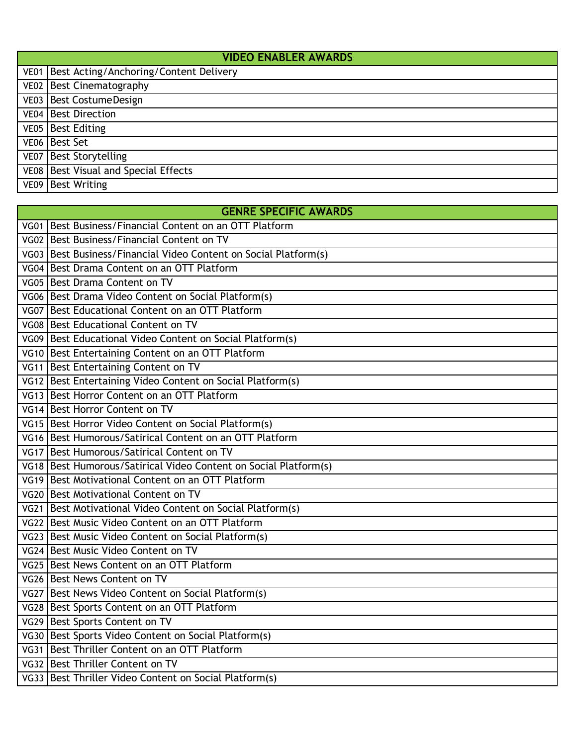| VIDEO ENABLER AWARDS | |
|---|---|
| VE01 | Best Acting/Anchoring/Content Delivery |
| VE02 | Best Cinematography |
| VE03 | Best CostumeDesign |
| VE04 | Best Direction |
| VE05 | Best Editing |
| VE06 | Best Set |
| VE07 | Best Storytelling |
| VE08 | Best Visual and Special Effects |
| VE09 | Best Writing |

| GENRE SPECIFIC AWARDS | |
|---|---|
| VG01 | Best Business/Financial Content on an OTT Platform |
| VG02 | Best Business/Financial Content on TV |
| VG03 | Best Business/Financial Video Content on Social Platform(s) |
| VG04 | Best Drama Content on an OTT Platform |
| VG05 | Best Drama Content on TV |
| VG06 | Best Drama Video Content on Social Platform(s) |
| VG07 | Best Educational Content on an OTT Platform |
| VG08 | Best Educational Content on TV |
| VG09 | Best Educational Video Content on Social Platform(s) |
| VG10 | Best Entertaining Content on an OTT Platform |
| VG11 | Best Entertaining Content on TV |
| VG12 | Best Entertaining Video Content on Social Platform(s) |
| VG13 | Best Horror Content on an OTT Platform |
| VG14 | Best Horror Content on TV |
| VG15 | Best Horror Video Content on Social Platform(s) |
| VG16 | Best Humorous/Satirical Content on an OTT Platform |
| VG17 | Best Humorous/Satirical Content on TV |
| VG18 | Best Humorous/Satirical Video Content on Social Platform(s) |
| VG19 | Best Motivational Content on an OTT Platform |
| VG20 | Best Motivational Content on TV |
| VG21 | Best Motivational Video Content on Social Platform(s) |
| VG22 | Best Music Video Content on an OTT Platform |
| VG23 | Best Music Video Content on Social Platform(s) |
| VG24 | Best Music Video Content on TV |
| VG25 | Best News Content on an OTT Platform |
| VG26 | Best News Content on TV |
| VG27 | Best News Video Content on Social Platform(s) |
| VG28 | Best Sports Content on an OTT Platform |
| VG29 | Best Sports Content on TV |
| VG30 | Best Sports Video Content on Social Platform(s) |
| VG31 | Best Thriller Content on an OTT Platform |
| VG32 | Best Thriller Content on TV |
| VG33 | Best Thriller Video Content on Social Platform(s) |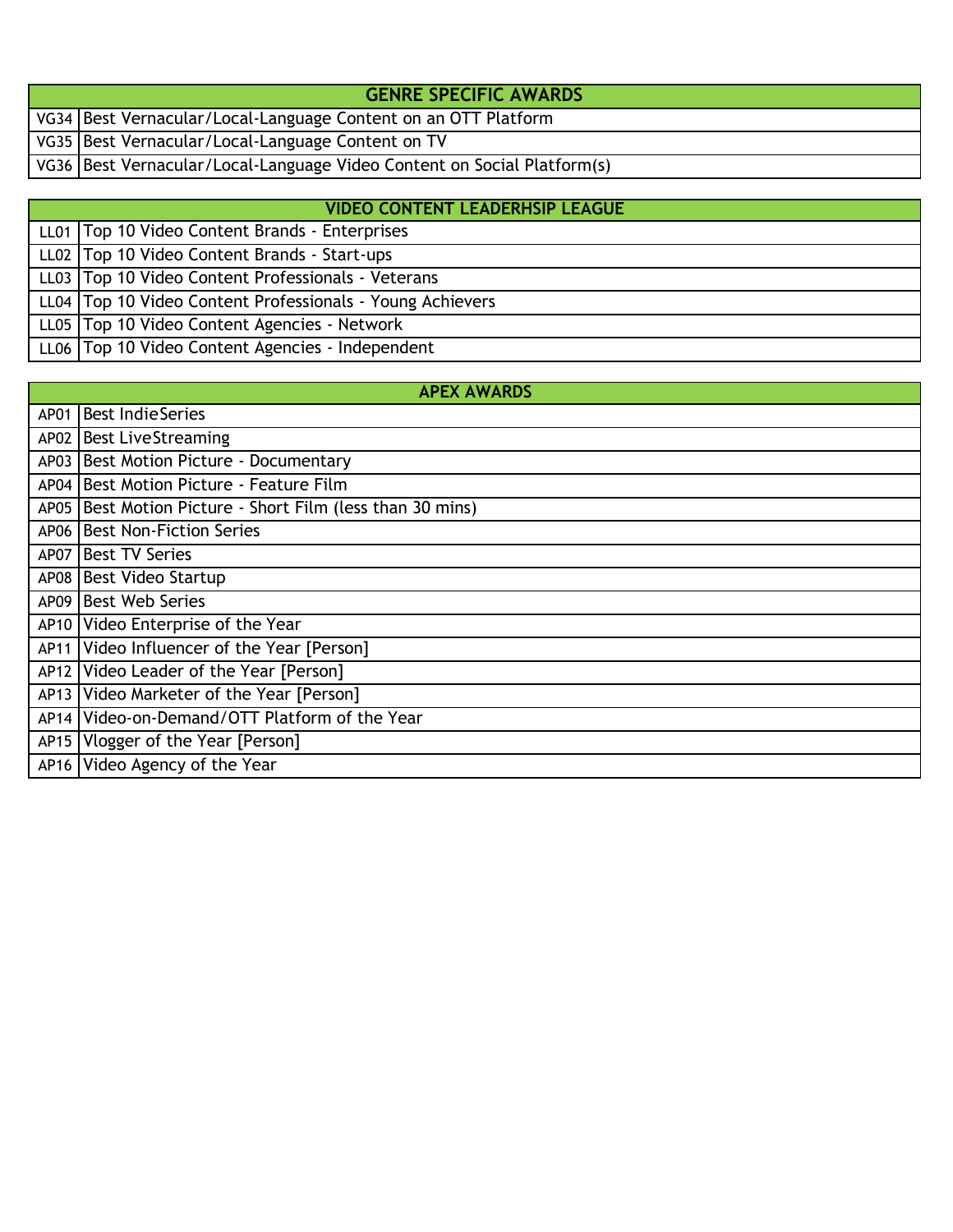| GENRE SPECIFIC AWARDS | |
|---|---|
| VG34 | Best Vernacular/Local-Language Content on an OTT Platform |
| VG35 | Best Vernacular/Local-Language Content on TV |
| VG36 | Best Vernacular/Local-Language Video Content on Social Platform(s) |

| VIDEO CONTENT LEADERHSIP LEAGUE | |
|---|---|
| LL01 | Top 10 Video Content Brands - Enterprises |
| LL02 | Top 10 Video Content Brands - Start-ups |
| LL03 | Top 10 Video Content Professionals - Veterans |
| LL04 | Top 10 Video Content Professionals - Young Achievers |
| LL05 | Top 10 Video Content Agencies - Network |
| LL06 | Top 10 Video Content Agencies - Independent |

| APEX AWARDS | |
|---|---|
| AP01 | Best IndieSeries |
| AP02 | Best LiveStreaming |
| AP03 | Best Motion Picture - Documentary |
| AP04 | Best Motion Picture - Feature Film |
| AP05 | Best Motion Picture - Short Film (less than 30 mins) |
| AP06 | Best Non-Fiction Series |
| AP07 | Best TV Series |
| AP08 | Best Video Startup |
| AP09 | Best Web Series |
| AP10 | Video Enterprise of the Year |
| AP11 | Video Influencer of the Year [Person] |
| AP12 | Video Leader of the Year [Person] |
| AP13 | Video Marketer of the Year [Person] |
| AP14 | Video-on-Demand/OTT Platform of the Year |
| AP15 | Vlogger of the Year [Person] |
| AP16 | Video Agency of the Year |